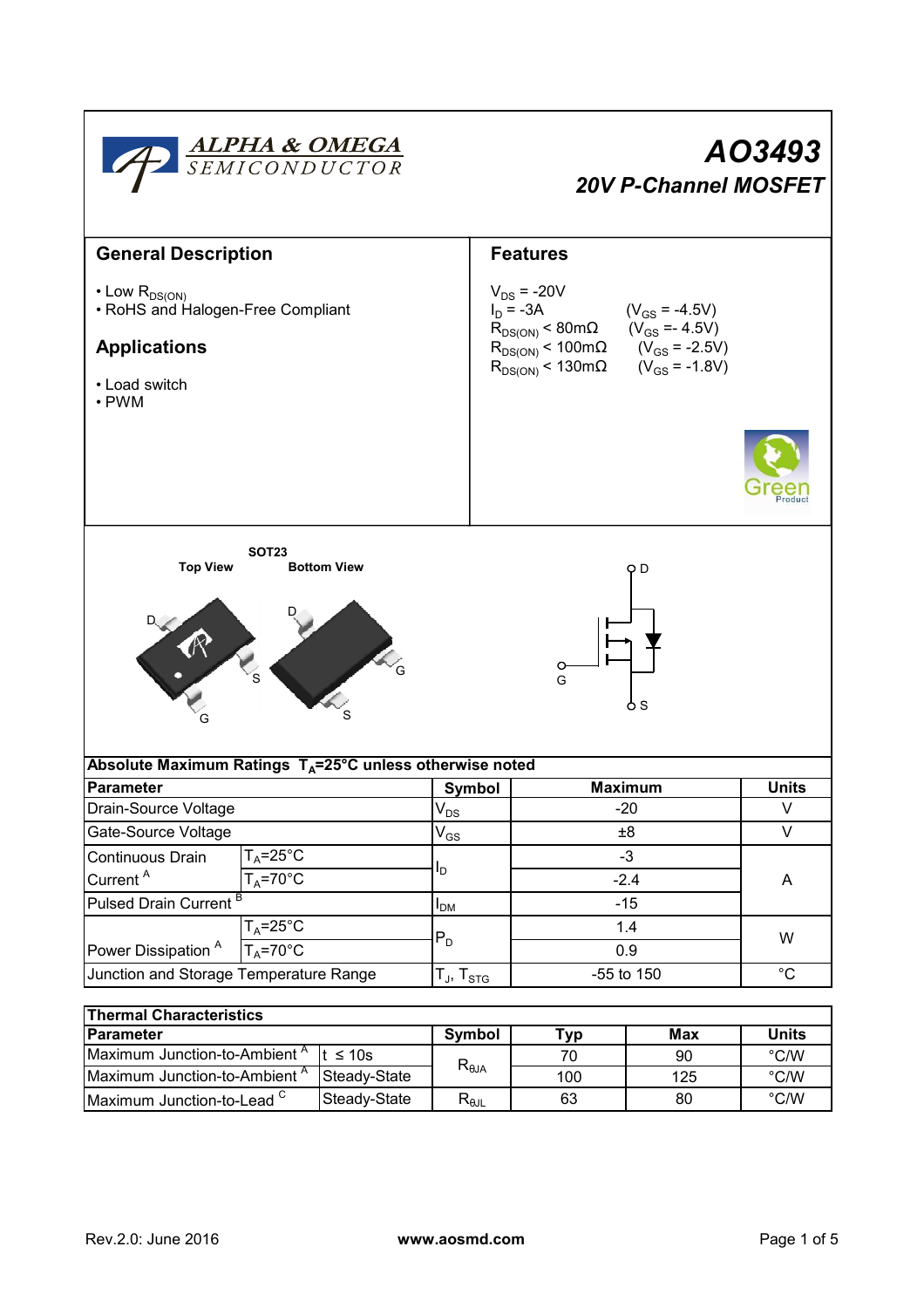# AO3493

## 20V P-Channel MOSFET

## General Description

- Low $R_{DS(ON)}$
- RoHS and Halogen-Free Compliant

## Applications

- Load switch
- PWM

## Features

$V_{DS}$ = -20V
$I_D$ = -3A (VGS = -4.5V)
$R_{DS(ON)}$ < 80mΩ ($V_{GS}$ =- 4.5V)
$R_{DS(ON)}$ < 100mΩ ($V_{GS}$ = -2.5V)
$R_{DS(ON)}$ < 130mΩ ($V_{GS}$ = -1.8V)

SOT23

Top View    Bottom View

D, S, G    D, G, S

D
G
S

**Absolute Maximum Ratings $T_A$=25°C unless otherwise noted**

| Parameter | | Symbol | Maximum | Units |
|---|---|---|---|---|
| Drain-Source Voltage | | $V_{DS}$ | -20 | V |
| Gate-Source Voltage | | $V_{GS}$ | ±8 | V |
| Continuous Drain Current [A] | $T_A$=25°C | $I_D$ | -3 | A |
| | $T_A$=70°C | | -2.4 | |
| Pulsed Drain Current [B] | | $I_{DM}$ | -15 | |
| Power Dissipation [A] | $T_A$=25°C | $P_D$ | 1.4 | W |
| | $T_A$=70°C | | 0.9 | |
| Junction and Storage Temperature Range | | $T_J$, $T_{STG}$ | -55 to 150 | °C |

**Thermal Characteristics**

| Parameter | | Symbol | Typ | Max | Units |
|---|---|---|---|---|---|
| Maximum Junction-to-Ambient [A] | t ≤ 10s | $R_{\theta JA}$ | 70 | 90 | °C/W |
| Maximum Junction-to-Ambient [A] | Steady-State | | 100 | 125 | °C/W |
| Maximum Junction-to-Lead [C] | Steady-State | $R_{\theta JL}$ | 63 | 80 | °C/W |

Rev.2.0: June 2016    www.aosmd.com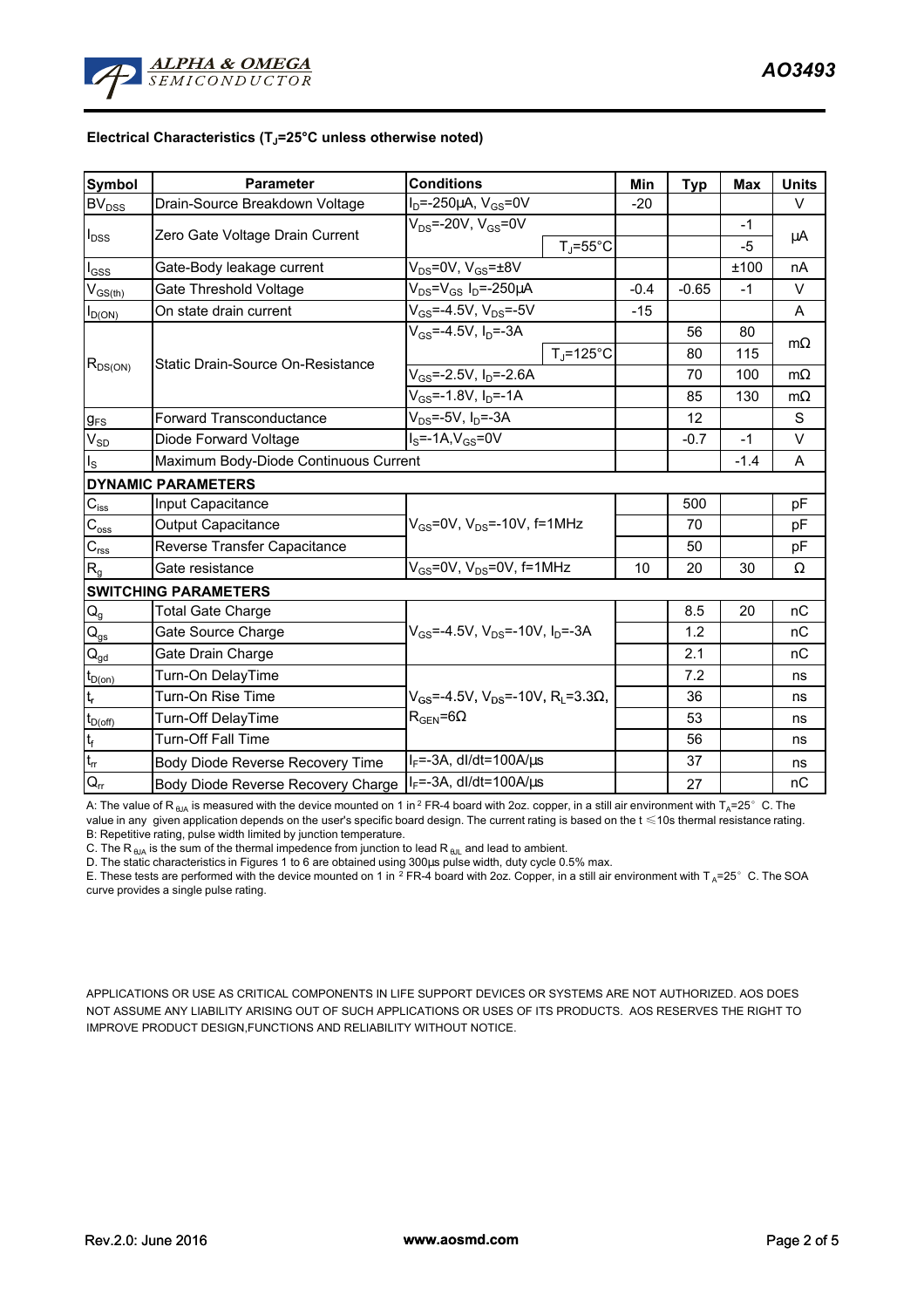**Electrical Characteristics ($T_J$=25°C unless otherwise noted)**

| Symbol | Parameter | Conditions | | Min | Typ | Max | Units |
|---|---|---|---|---|---|---|---|
| $BV_{DSS}$ | Drain-Source Breakdown Voltage | $I_D$=-250µA, $V_{GS}$=0V | | -20 | | | V |
| $I_{DSS}$ | Zero Gate Voltage Drain Current | $V_{DS}$=-20V, $V_{GS}$=0V | | | | -1 | µA |
| | | | $T_J$=55°C | | | -5 | |
| $I_{GSS}$ | Gate-Body leakage current | $V_{DS}$=0V, $V_{GS}$=±8V | | | | ±100 | nA |
| $V_{GS(th)}$ | Gate Threshold Voltage | $V_{DS}$=$V_{GS}$ $I_D$=-250µA | | -0.4 | -0.65 | -1 | V |
| $I_{D(ON)}$ | On state drain current | $V_{GS}$=-4.5V, $V_{DS}$=-5V | | -15 | | | A |
| $R_{DS(ON)}$ | Static Drain-Source On-Resistance | $V_{GS}$=-4.5V, $I_D$=-3A | | | 56 | 80 | mΩ |
| | | | $T_J$=125°C | | 80 | 115 | |
| | | $V_{GS}$=-2.5V, $I_D$=-2.6A | | | 70 | 100 | mΩ |
| | | $V_{GS}$=-1.8V, $I_D$=-1A | | | 85 | 130 | mΩ |
| $g_{FS}$ | Forward Transconductance | $V_{DS}$=-5V, $I_D$=-3A | | | 12 | | S |
| $V_{SD}$ | Diode Forward Voltage | $I_S$=-1A,$V_{GS}$=0V | | | -0.7 | -1 | V |
| $I_S$ | Maximum Body-Diode Continuous Current | | | | | -1.4 | A |
| **DYNAMIC PARAMETERS** | | | | | | | |
| $C_{iss}$ | Input Capacitance | $V_{GS}$=0V, $V_{DS}$=-10V, f=1MHz | | | 500 | | pF |
| $C_{oss}$ | Output Capacitance | | | | 70 | | pF |
| $C_{rss}$ | Reverse Transfer Capacitance | | | | 50 | | pF |
| $R_g$ | Gate resistance | $V_{GS}$=0V, $V_{DS}$=0V, f=1MHz | | 10 | 20 | 30 | Ω |
| **SWITCHING PARAMETERS** | | | | | | | |
| $Q_g$ | Total Gate Charge | $V_{GS}$=-4.5V, $V_{DS}$=-10V, $I_D$=-3A | | | 8.5 | 20 | nC |
| $Q_{gs}$ | Gate Source Charge | | | | 1.2 | | nC |
| $Q_{gd}$ | Gate Drain Charge | | | | 2.1 | | nC |
| $t_{D(on)}$ | Turn-On DelayTime | $V_{GS}$=-4.5V, $V_{DS}$=-10V, $R_L$=3.3Ω, $R_{GEN}$=6Ω | | | 7.2 | | ns |
| $t_r$ | Turn-On Rise Time | | | | 36 | | ns |
| $t_{D(off)}$ | Turn-Off DelayTime | | | | 53 | | ns |
| $t_f$ | Turn-Off Fall Time | | | | 56 | | ns |
| $t_{rr}$ | Body Diode Reverse Recovery Time | $I_F$=-3A, dI/dt=100A/µs | | | 37 | | ns |
| $Q_{rr}$ | Body Diode Reverse Recovery Charge | $I_F$=-3A, dI/dt=100A/µs | | | 27 | | nC |

A: The value of $R_{\theta JA}$ is measured with the device mounted on 1 in² FR-4 board with 2oz. copper, in a still air environment with $T_A$=25°C. The value in any given application depends on the user's specific board design. The current rating is based on the t ≤10s thermal resistance rating.
B: Repetitive rating, pulse width limited by junction temperature.
C. The $R_{\theta JA}$ is the sum of the thermal impedence from junction to lead $R_{\theta JL}$ and lead to ambient.
D. The static characteristics in Figures 1 to 6 are obtained using 300µs pulse width, duty cycle 0.5% max.
E. These tests are performed with the device mounted on 1 in² FR-4 board with 2oz. Copper, in a still air environment with $T_A$=25°C. The SOA curve provides a single pulse rating.

APPLICATIONS OR USE AS CRITICAL COMPONENTS IN LIFE SUPPORT DEVICES OR SYSTEMS ARE NOT AUTHORIZED. AOS DOES NOT ASSUME ANY LIABILITY ARISING OUT OF SUCH APPLICATIONS OR USES OF ITS PRODUCTS. AOS RESERVES THE RIGHT TO IMPROVE PRODUCT DESIGN,FUNCTIONS AND RELIABILITY WITHOUT NOTICE.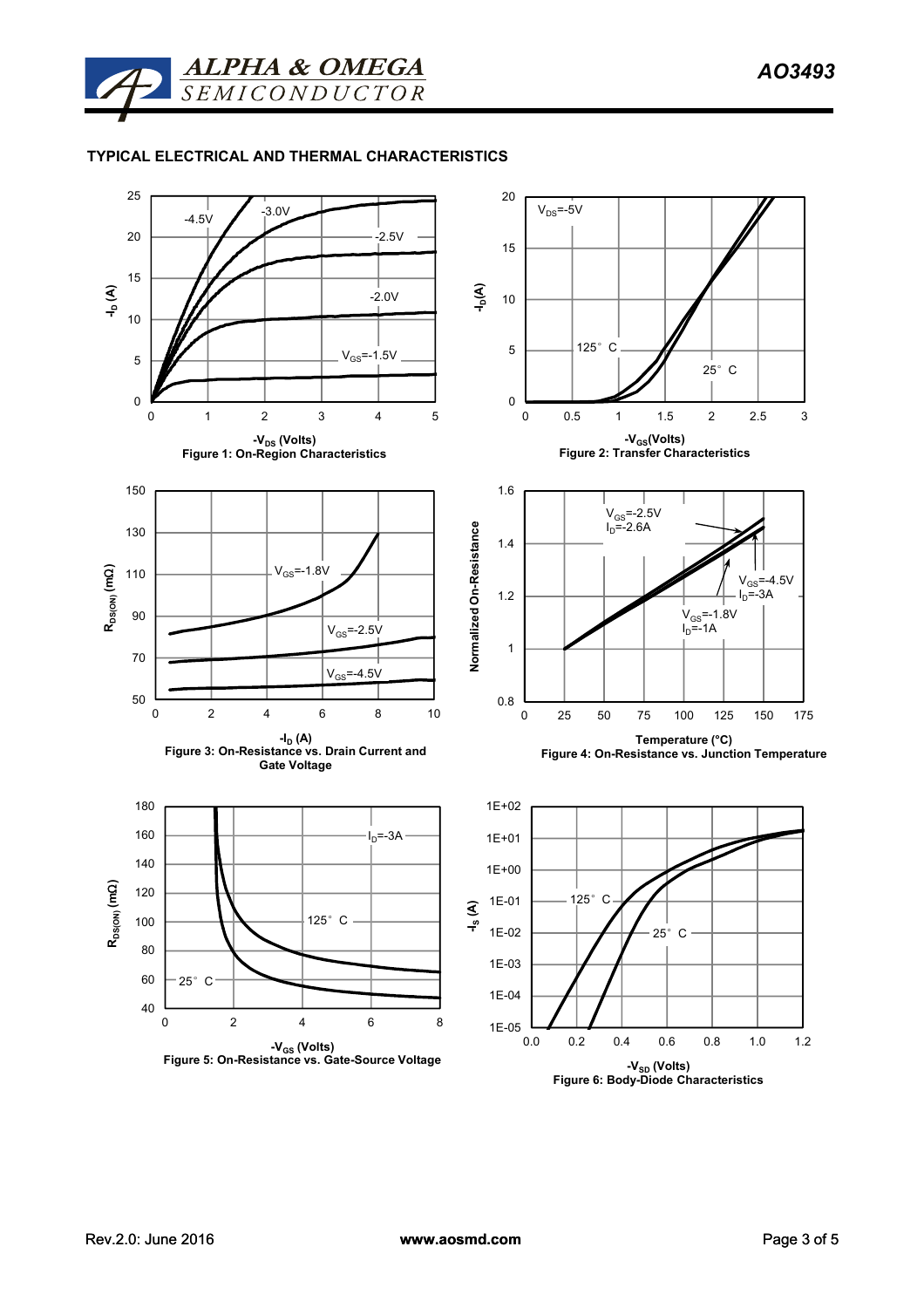## TYPICAL ELECTRICAL AND THERMAL CHARACTERISTICS

Figure 1: On-Region Characteristics

Figure 2: Transfer Characteristics

Figure 3: On-Resistance vs. Drain Current and Gate Voltage

Figure 4: On-Resistance vs. Junction Temperature

Figure 5: On-Resistance vs. Gate-Source Voltage

Figure 6: Body-Diode Characteristics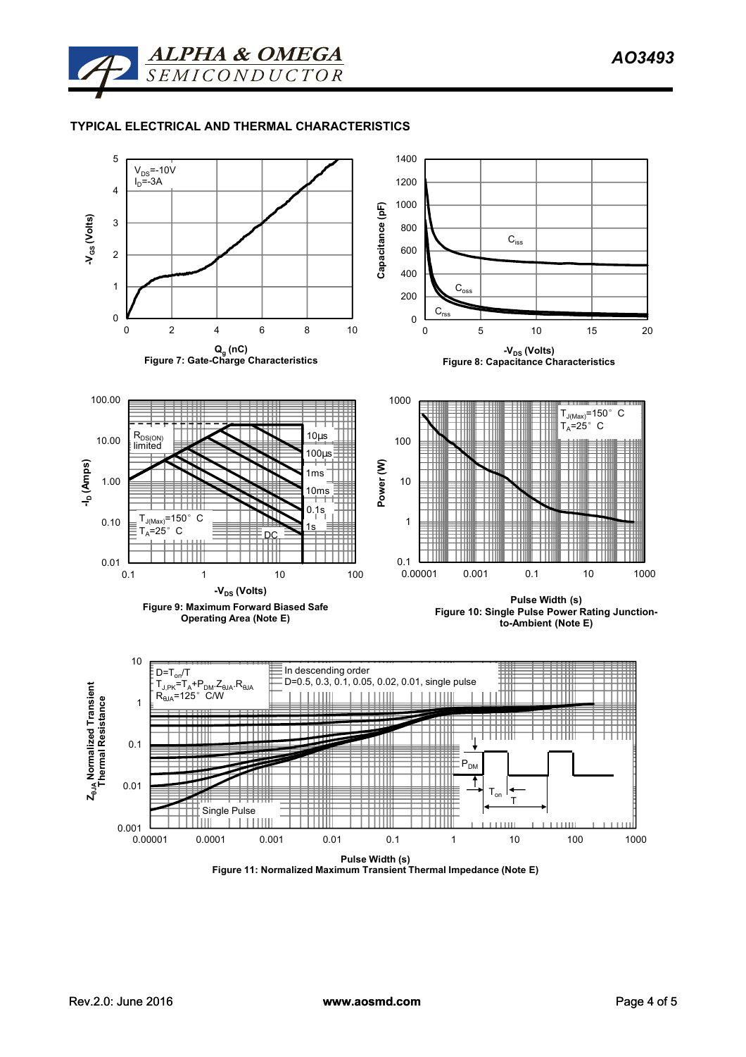## TYPICAL ELECTRICAL AND THERMAL CHARACTERISTICS

$V_{DS}$=-10V
$I_D$=-3A

$Q_g$ (nC)

Figure 7: Gate-Charge Characteristics

$C_{iss}$, $C_{oss}$, $C_{rss}$

$-V_{DS}$ (Volts)

Figure 8: Capacitance Characteristics

$R_{DS(ON)}$ limited

10µs, 100µs, 1ms, 10ms, 0.1s, 1s, DC

$T_{J(Max)}$=150°C
$T_A$=25°C

$-V_{DS}$ (Volts)

Figure 9: Maximum Forward Biased Safe Operating Area (Note E)

$T_{J(Max)}$=150°C
$T_A$=25°C

Pulse Width (s)

Figure 10: Single Pulse Power Rating Junction-to-Ambient (Note E)

D=$T_{on}$/T
$T_{J,PK}=T_A+P_{DM} \cdot Z_{\theta JA} \cdot R_{\theta JA}$
$R_{\theta JA}$=125°C/W

In descending order
D=0.5, 0.3, 0.1, 0.05, 0.02, 0.01, single pulse

Single Pulse

Pulse Width (s)

Figure 11: Normalized Maximum Transient Thermal Impedance (Note E)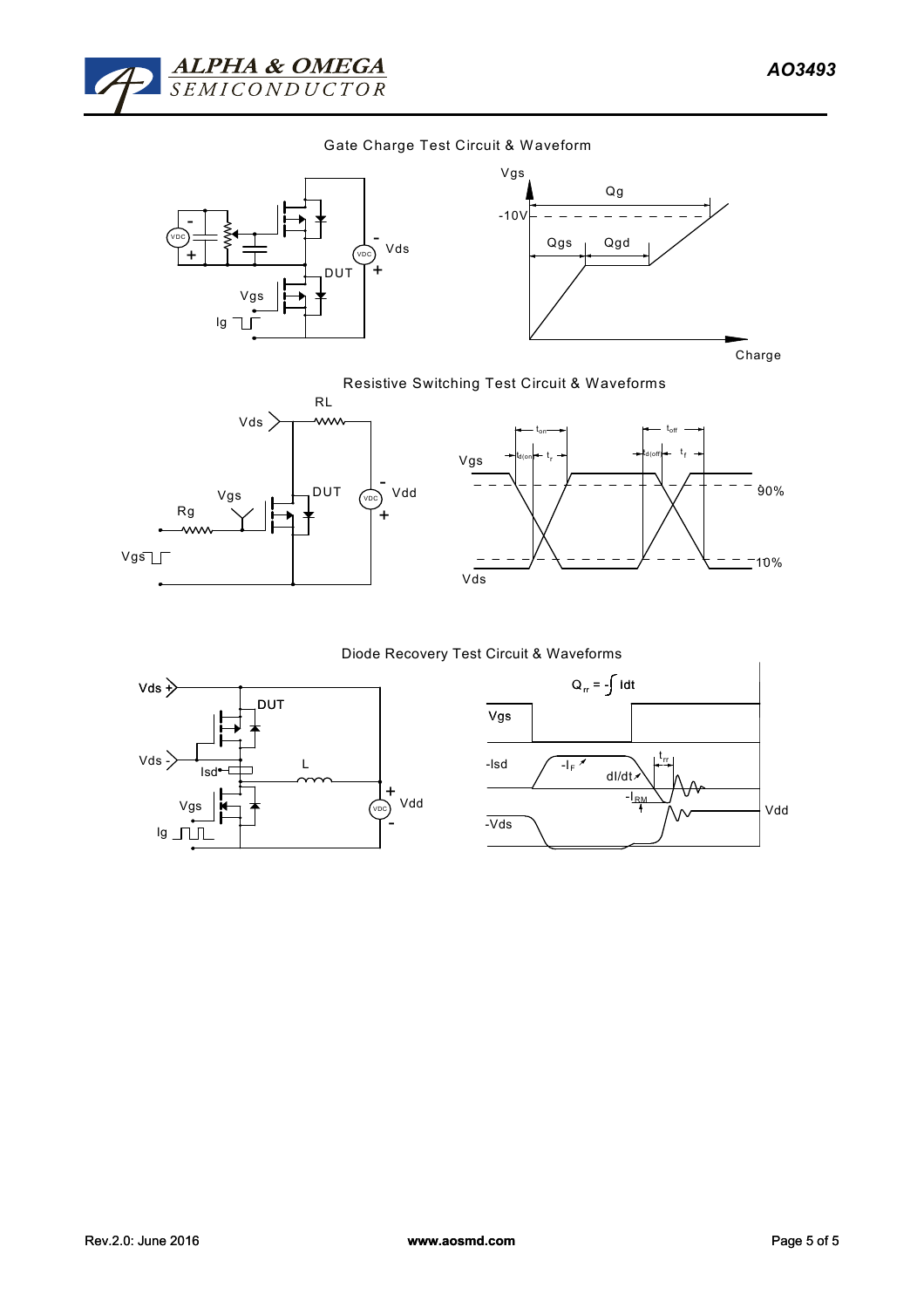## Gate Charge Test Circuit & Waveform

VDC
-
+
Vgs
Ig
DUT
VDC
-
Vds
+

Vgs
Qg
-10V
Qgs
Qgd
Charge

## Resistive Switching Test Circuit & Waveforms

RL
Vds
Vgs
Rg
Vgs
DUT
VDC
-
Vdd
+

$t_{on}$
$t_{off}$
$t_{d(on)}$
$t_r$
$t_{d(off)}$
$t_f$
Vgs
90%
10%
Vds

## Diode Recovery Test Circuit & Waveforms

Vds +
DUT
Vds -
Isd
L
Vgs
Ig
+
VDC
Vdd
-

$Q_{rr} = -\int Idt$
Vgs
-Isd
$-I_F$
dI/dt
$t_{rr}$
$-I_{RM}$
-Vds
Vdd